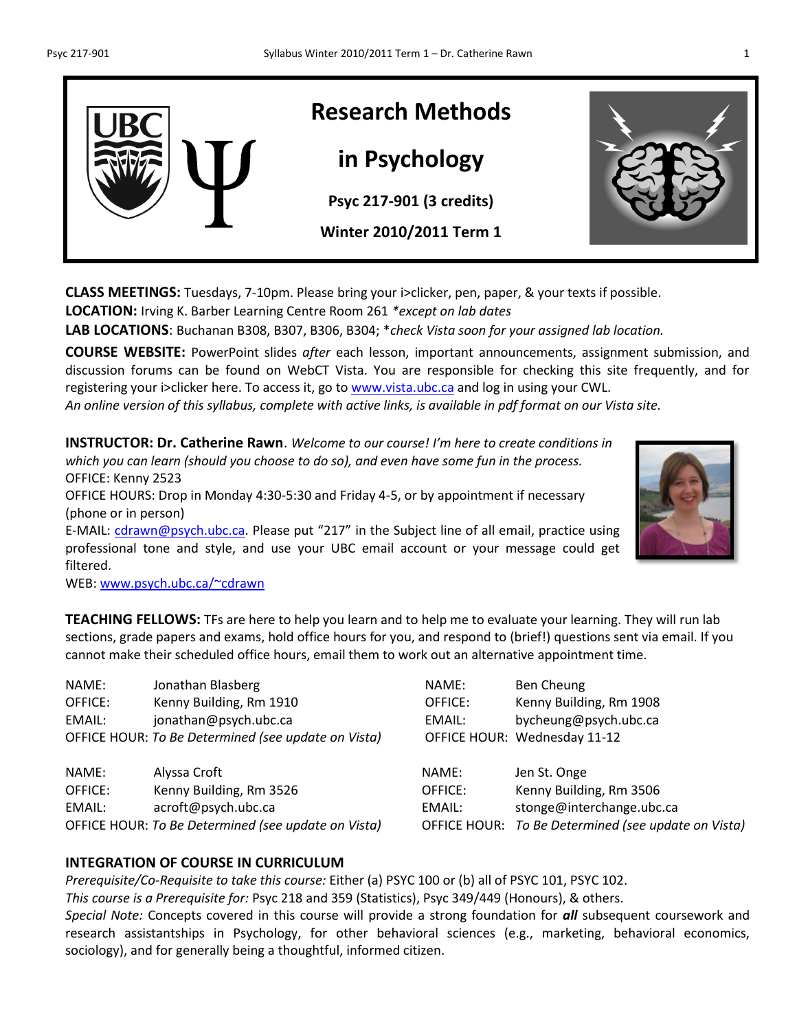# Research Methods in Psychology

**Psyc 217-901 (3 credits)**

**Winter 2010/2011 Term 1**

**CLASS MEETINGS:** Tuesdays, 7-10pm. Please bring your i>clicker, pen, paper, & your texts if possible.
**LOCATION:** Irving K. Barber Learning Centre Room 261 *\*except on lab dates*
**LAB LOCATIONS**: Buchanan B308, B307, B306, B304; \**check Vista soon for your assigned lab location.*

**COURSE WEBSITE:** PowerPoint slides *after* each lesson, important announcements, assignment submission, and discussion forums can be found on WebCT Vista. You are responsible for checking this site frequently, and for registering your i>clicker here. To access it, go to www.vista.ubc.ca and log in using your CWL.
*An online version of this syllabus, complete with active links, is available in pdf format on our Vista site.*

**INSTRUCTOR: Dr. Catherine Rawn**. *Welcome to our course! I'm here to create conditions in which you can learn (should you choose to do so), and even have some fun in the process.*
OFFICE: Kenny 2523
OFFICE HOURS: Drop in Monday 4:30-5:30 and Friday 4-5, or by appointment if necessary (phone or in person)
E-MAIL: cdrawn@psych.ubc.ca. Please put "217" in the Subject line of all email, practice using professional tone and style, and use your UBC email account or your message could get filtered.
WEB: www.psych.ubc.ca/~cdrawn

**TEACHING FELLOWS:** TFs are here to help you learn and to help me to evaluate your learning. They will run lab sections, grade papers and exams, hold office hours for you, and respond to (brief!) questions sent via email. If you cannot make their scheduled office hours, email them to work out an alternative appointment time.

NAME: Jonathan Blasberg
OFFICE: Kenny Building, Rm 1910
EMAIL: jonathan@psych.ubc.ca
OFFICE HOUR: *To Be Determined (see update on Vista)*

NAME: Ben Cheung
OFFICE: Kenny Building, Rm 1908
EMAIL: bycheung@psych.ubc.ca
OFFICE HOUR: Wednesday 11-12

NAME: Alyssa Croft
OFFICE: Kenny Building, Rm 3526
EMAIL: acroft@psych.ubc.ca
OFFICE HOUR: *To Be Determined (see update on Vista)*

NAME: Jen St. Onge
OFFICE: Kenny Building, Rm 3506
EMAIL: stonge@interchange.ubc.ca
OFFICE HOUR: *To Be Determined (see update on Vista)*

## INTEGRATION OF COURSE IN CURRICULUM

*Prerequisite/Co-Requisite to take this course:* Either (a) PSYC 100 or (b) all of PSYC 101, PSYC 102.
*This course is a Prerequisite for:* Psyc 218 and 359 (Statistics), Psyc 349/449 (Honours), & others.
*Special Note:* Concepts covered in this course will provide a strong foundation for ***all*** subsequent coursework and research assistantships in Psychology, for other behavioral sciences (e.g., marketing, behavioral economics, sociology), and for generally being a thoughtful, informed citizen.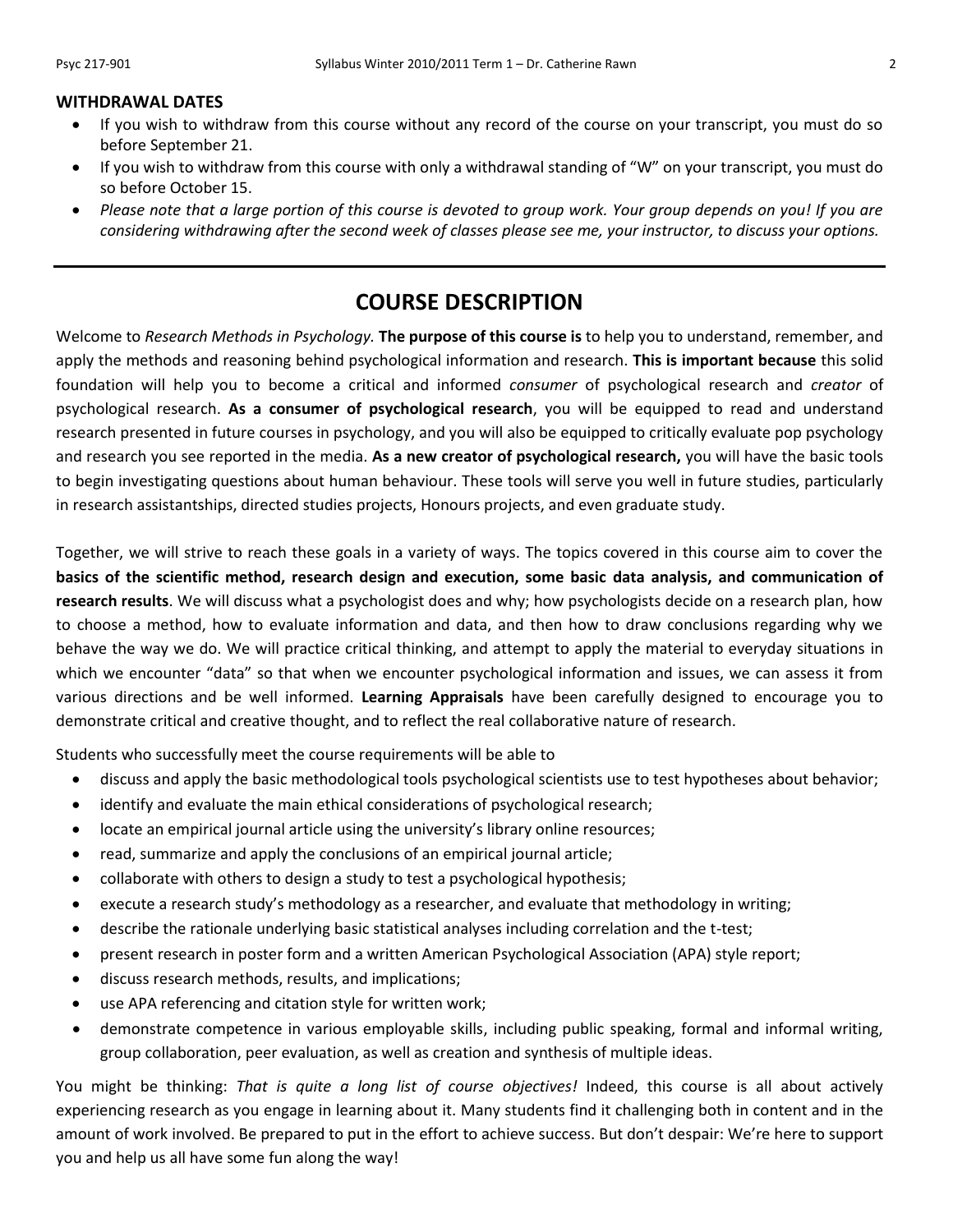## WITHDRAWAL DATES

- If you wish to withdraw from this course without any record of the course on your transcript, you must do so before September 21.
- If you wish to withdraw from this course with only a withdrawal standing of "W" on your transcript, you must do so before October 15.
- *Please note that a large portion of this course is devoted to group work. Your group depends on you! If you are considering withdrawing after the second week of classes please see me, your instructor, to discuss your options.*

---

# COURSE DESCRIPTION

Welcome to *Research Methods in Psychology.* **The purpose of this course is** to help you to understand, remember, and apply the methods and reasoning behind psychological information and research. **This is important because** this solid foundation will help you to become a critical and informed *consumer* of psychological research and *creator* of psychological research. **As a consumer of psychological research**, you will be equipped to read and understand research presented in future courses in psychology, and you will also be equipped to critically evaluate pop psychology and research you see reported in the media. **As a new creator of psychological research,** you will have the basic tools to begin investigating questions about human behaviour. These tools will serve you well in future studies, particularly in research assistantships, directed studies projects, Honours projects, and even graduate study.

Together, we will strive to reach these goals in a variety of ways. The topics covered in this course aim to cover the **basics of the scientific method, research design and execution, some basic data analysis, and communication of research results**. We will discuss what a psychologist does and why; how psychologists decide on a research plan, how to choose a method, how to evaluate information and data, and then how to draw conclusions regarding why we behave the way we do. We will practice critical thinking, and attempt to apply the material to everyday situations in which we encounter "data" so that when we encounter psychological information and issues, we can assess it from various directions and be well informed. **Learning Appraisals** have been carefully designed to encourage you to demonstrate critical and creative thought, and to reflect the real collaborative nature of research.

Students who successfully meet the course requirements will be able to

- discuss and apply the basic methodological tools psychological scientists use to test hypotheses about behavior;
- identify and evaluate the main ethical considerations of psychological research;
- locate an empirical journal article using the university's library online resources;
- read, summarize and apply the conclusions of an empirical journal article;
- collaborate with others to design a study to test a psychological hypothesis;
- execute a research study's methodology as a researcher, and evaluate that methodology in writing;
- describe the rationale underlying basic statistical analyses including correlation and the t-test;
- present research in poster form and a written American Psychological Association (APA) style report;
- discuss research methods, results, and implications;
- use APA referencing and citation style for written work;
- demonstrate competence in various employable skills, including public speaking, formal and informal writing, group collaboration, peer evaluation, as well as creation and synthesis of multiple ideas.

You might be thinking: *That is quite a long list of course objectives!* Indeed, this course is all about actively experiencing research as you engage in learning about it. Many students find it challenging both in content and in the amount of work involved. Be prepared to put in the effort to achieve success. But don't despair: We're here to support you and help us all have some fun along the way!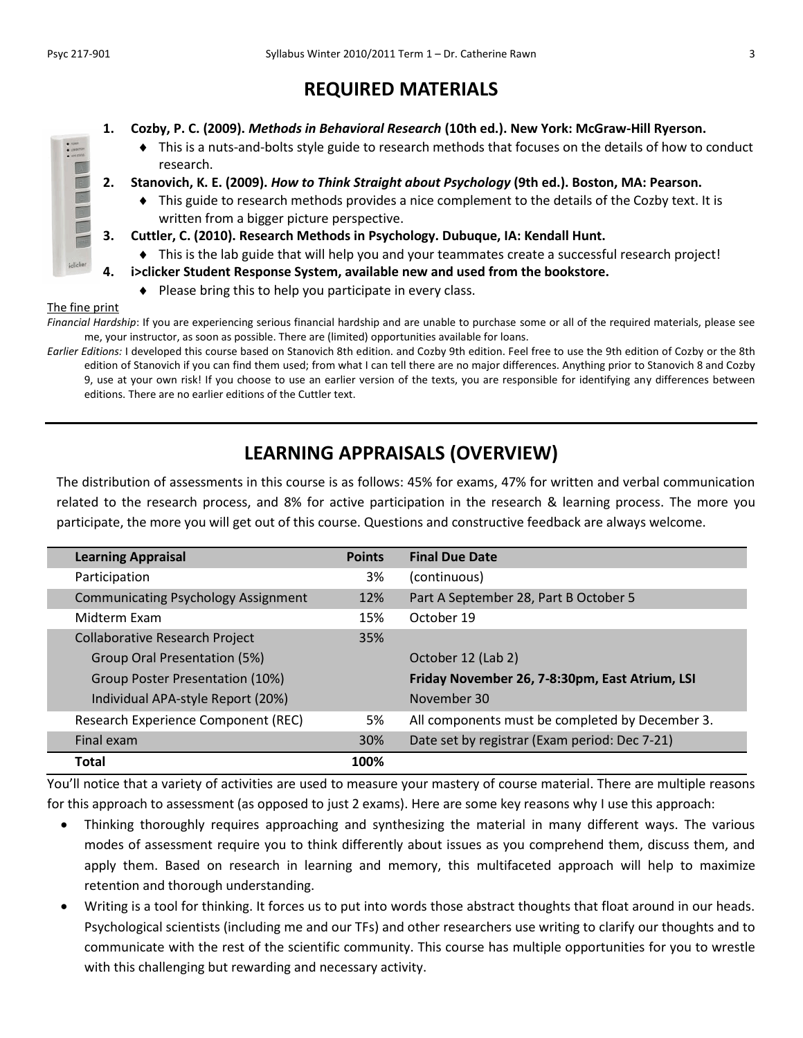# REQUIRED MATERIALS

1. **Cozby, P. C. (2009). *Methods in Behavioral Research* (10th ed.). New York: McGraw-Hill Ryerson.**
   - This is a nuts-and-bolts style guide to research methods that focuses on the details of how to conduct research.
2. **Stanovich, K. E. (2009). *How to Think Straight about Psychology* (9th ed.). Boston, MA: Pearson.**
   - This guide to research methods provides a nice complement to the details of the Cozby text. It is written from a bigger picture perspective.
3. **Cuttler, C. (2010). Research Methods in Psychology. Dubuque, IA: Kendall Hunt.**
   - This is the lab guide that will help you and your teammates create a successful research project!
4. **i>clicker Student Response System, available new and used from the bookstore.**
   - Please bring this to help you participate in every class.

The fine print

*Financial Hardship*: If you are experiencing serious financial hardship and are unable to purchase some or all of the required materials, please see me, your instructor, as soon as possible. There are (limited) opportunities available for loans.

*Earlier Editions:* I developed this course based on Stanovich 8th edition. and Cozby 9th edition. Feel free to use the 9th edition of Cozby or the 8th edition of Stanovich if you can find them used; from what I can tell there are no major differences. Anything prior to Stanovich 8 and Cozby 9, use at your own risk! If you choose to use an earlier version of the texts, you are responsible for identifying any differences between editions. There are no earlier editions of the Cuttler text.

# LEARNING APPRAISALS (OVERVIEW)

The distribution of assessments in this course is as follows: 45% for exams, 47% for written and verbal communication related to the research process, and 8% for active participation in the research & learning process. The more you participate, the more you will get out of this course. Questions and constructive feedback are always welcome.

| Learning Appraisal | Points | Final Due Date |
|---|---|---|
| Participation | 3% | (continuous) |
| Communicating Psychology Assignment | 12% | Part A September 28, Part B October 5 |
| Midterm Exam | 15% | October 19 |
| Collaborative Research Project | 35% | |
| Group Oral Presentation (5%) | | October 12 (Lab 2) |
| Group Poster Presentation (10%) | | **Friday November 26, 7-8:30pm, East Atrium, LSI** |
| Individual APA-style Report (20%) | | November 30 |
| Research Experience Component (REC) | 5% | All components must be completed by December 3. |
| Final exam | 30% | Date set by registrar (Exam period: Dec 7-21) |
| **Total** | **100%** | |

You'll notice that a variety of activities are used to measure your mastery of course material. There are multiple reasons for this approach to assessment (as opposed to just 2 exams). Here are some key reasons why I use this approach:

- Thinking thoroughly requires approaching and synthesizing the material in many different ways. The various modes of assessment require you to think differently about issues as you comprehend them, discuss them, and apply them. Based on research in learning and memory, this multifaceted approach will help to maximize retention and thorough understanding.
- Writing is a tool for thinking. It forces us to put into words those abstract thoughts that float around in our heads. Psychological scientists (including me and our TFs) and other researchers use writing to clarify our thoughts and to communicate with the rest of the scientific community. This course has multiple opportunities for you to wrestle with this challenging but rewarding and necessary activity.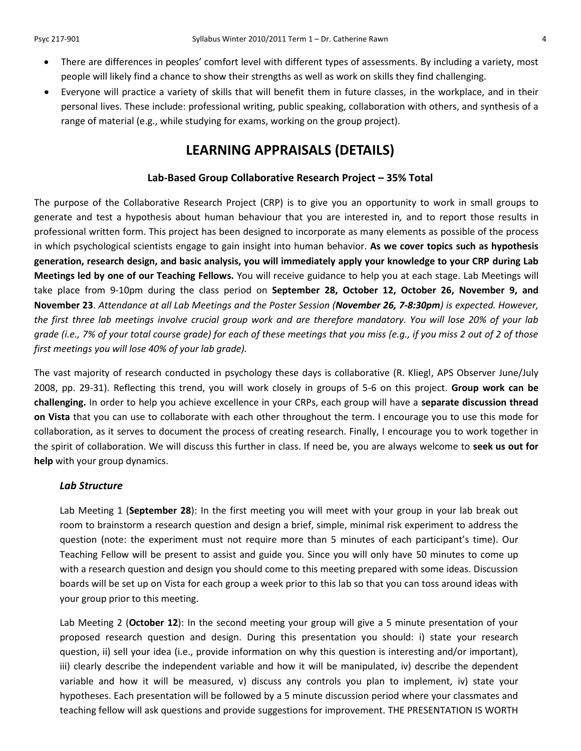- There are differences in peoples' comfort level with different types of assessments. By including a variety, most people will likely find a chance to show their strengths as well as work on skills they find challenging.
- Everyone will practice a variety of skills that will benefit them in future classes, in the workplace, and in their personal lives. These include: professional writing, public speaking, collaboration with others, and synthesis of a range of material (e.g., while studying for exams, working on the group project).

# LEARNING APPRAISALS (DETAILS)

### Lab-Based Group Collaborative Research Project – 35% Total

The purpose of the Collaborative Research Project (CRP) is to give you an opportunity to work in small groups to generate and test a hypothesis about human behaviour that you are interested in*,* and to report those results in professional written form. This project has been designed to incorporate as many elements as possible of the process in which psychological scientists engage to gain insight into human behavior. **As we cover topics such as hypothesis generation, research design, and basic analysis, you will immediately apply your knowledge to your CRP during Lab Meetings led by one of our Teaching Fellows.** You will receive guidance to help you at each stage. Lab Meetings will take place from 9-10pm during the class period on **September 28, October 12, October 26, November 9, and November 23**. *Attendance at all Lab Meetings and the Poster Session (**November 26, 7-8:30pm**) is expected. However, the first three lab meetings involve crucial group work and are therefore mandatory. You will lose 20% of your lab grade (i.e., 7% of your total course grade) for each of these meetings that you miss (e.g., if you miss 2 out of 2 of those first meetings you will lose 40% of your lab grade).*

The vast majority of research conducted in psychology these days is collaborative (R. Kliegl, APS Observer June/July 2008, pp. 29-31). Reflecting this trend, you will work closely in groups of 5-6 on this project. **Group work can be challenging.** In order to help you achieve excellence in your CRPs, each group will have a **separate discussion thread on Vista** that you can use to collaborate with each other throughout the term. I encourage you to use this mode for collaboration, as it serves to document the process of creating research. Finally, I encourage you to work together in the spirit of collaboration. We will discuss this further in class. If need be, you are always welcome to **seek us out for help** with your group dynamics.

#### *Lab Structure*

Lab Meeting 1 (**September 28**): In the first meeting you will meet with your group in your lab break out room to brainstorm a research question and design a brief, simple, minimal risk experiment to address the question (note: the experiment must not require more than 5 minutes of each participant's time). Our Teaching Fellow will be present to assist and guide you. Since you will only have 50 minutes to come up with a research question and design you should come to this meeting prepared with some ideas. Discussion boards will be set up on Vista for each group a week prior to this lab so that you can toss around ideas with your group prior to this meeting.

Lab Meeting 2 (**October 12**): In the second meeting your group will give a 5 minute presentation of your proposed research question and design. During this presentation you should: i) state your research question, ii) sell your idea (i.e., provide information on why this question is interesting and/or important), iii) clearly describe the independent variable and how it will be manipulated, iv) describe the dependent variable and how it will be measured, v) discuss any controls you plan to implement, iv) state your hypotheses. Each presentation will be followed by a 5 minute discussion period where your classmates and teaching fellow will ask questions and provide suggestions for improvement. THE PRESENTATION IS WORTH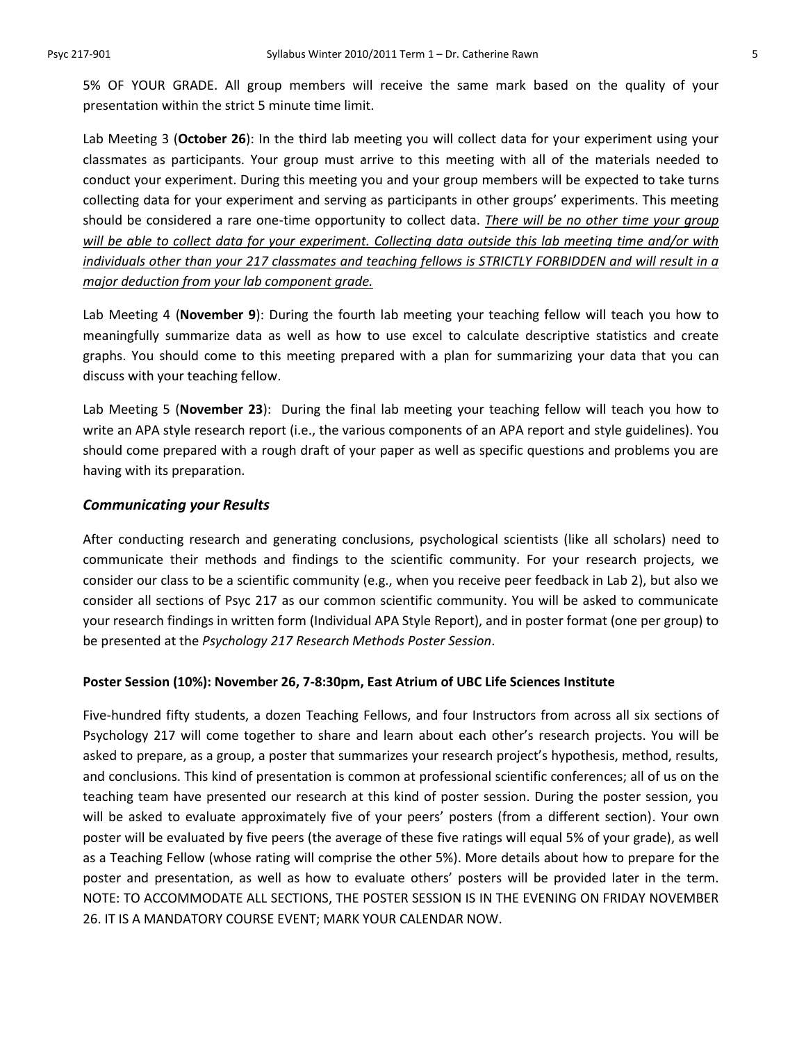5% OF YOUR GRADE. All group members will receive the same mark based on the quality of your presentation within the strict 5 minute time limit.

Lab Meeting 3 (**October 26**): In the third lab meeting you will collect data for your experiment using your classmates as participants. Your group must arrive to this meeting with all of the materials needed to conduct your experiment. During this meeting you and your group members will be expected to take turns collecting data for your experiment and serving as participants in other groups' experiments. This meeting should be considered a rare one-time opportunity to collect data. *<u>There will be no other time your group will be able to collect data for your experiment. Collecting data outside this lab meeting time and/or with individuals other than your 217 classmates and teaching fellows is STRICTLY FORBIDDEN and will result in a major deduction from your lab component grade.</u>*

Lab Meeting 4 (**November 9**): During the fourth lab meeting your teaching fellow will teach you how to meaningfully summarize data as well as how to use excel to calculate descriptive statistics and create graphs. You should come to this meeting prepared with a plan for summarizing your data that you can discuss with your teaching fellow.

Lab Meeting 5 (**November 23**): During the final lab meeting your teaching fellow will teach you how to write an APA style research report (i.e., the various components of an APA report and style guidelines). You should come prepared with a rough draft of your paper as well as specific questions and problems you are having with its preparation.

### *Communicating your Results*

After conducting research and generating conclusions, psychological scientists (like all scholars) need to communicate their methods and findings to the scientific community. For your research projects, we consider our class to be a scientific community (e.g., when you receive peer feedback in Lab 2), but also we consider all sections of Psyc 217 as our common scientific community. You will be asked to communicate your research findings in written form (Individual APA Style Report), and in poster format (one per group) to be presented at the *Psychology 217 Research Methods Poster Session*.

**Poster Session (10%): November 26, 7-8:30pm, East Atrium of UBC Life Sciences Institute**

Five-hundred fifty students, a dozen Teaching Fellows, and four Instructors from across all six sections of Psychology 217 will come together to share and learn about each other's research projects. You will be asked to prepare, as a group, a poster that summarizes your research project's hypothesis, method, results, and conclusions. This kind of presentation is common at professional scientific conferences; all of us on the teaching team have presented our research at this kind of poster session. During the poster session, you will be asked to evaluate approximately five of your peers' posters (from a different section). Your own poster will be evaluated by five peers (the average of these five ratings will equal 5% of your grade), as well as a Teaching Fellow (whose rating will comprise the other 5%). More details about how to prepare for the poster and presentation, as well as how to evaluate others' posters will be provided later in the term. NOTE: TO ACCOMMODATE ALL SECTIONS, THE POSTER SESSION IS IN THE EVENING ON FRIDAY NOVEMBER 26. IT IS A MANDATORY COURSE EVENT; MARK YOUR CALENDAR NOW.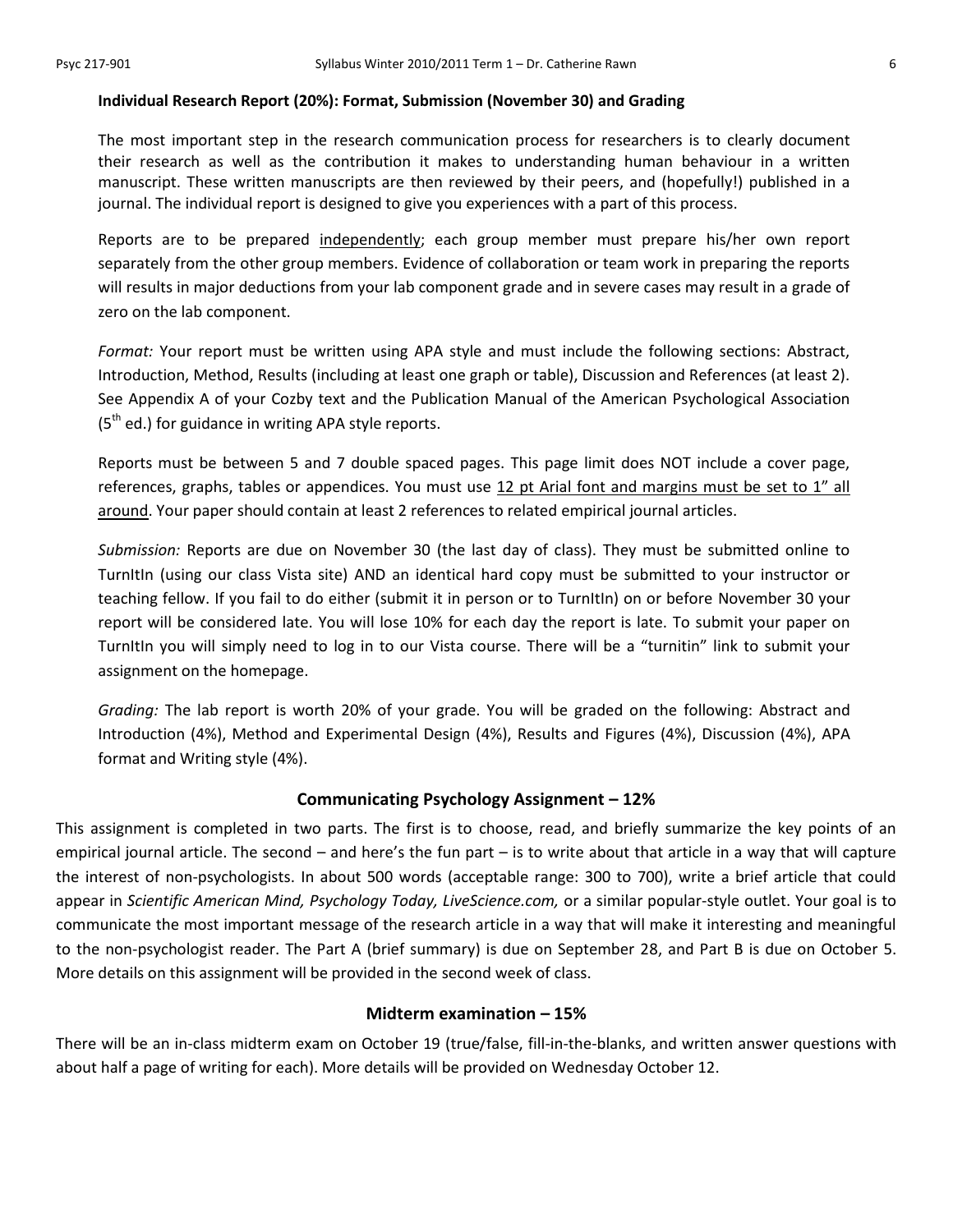**Individual Research Report (20%): Format, Submission (November 30) and Grading**

The most important step in the research communication process for researchers is to clearly document their research as well as the contribution it makes to understanding human behaviour in a written manuscript. These written manuscripts are then reviewed by their peers, and (hopefully!) published in a journal. The individual report is designed to give you experiences with a part of this process.

Reports are to be prepared <u>independently</u>; each group member must prepare his/her own report separately from the other group members. Evidence of collaboration or team work in preparing the reports will results in major deductions from your lab component grade and in severe cases may result in a grade of zero on the lab component.

*Format:* Your report must be written using APA style and must include the following sections: Abstract, Introduction, Method, Results (including at least one graph or table), Discussion and References (at least 2). See Appendix A of your Cozby text and the Publication Manual of the American Psychological Association (5th ed.) for guidance in writing APA style reports.

Reports must be between 5 and 7 double spaced pages. This page limit does NOT include a cover page, references, graphs, tables or appendices. You must use <u>12 pt Arial font and margins must be set to 1" all around</u>. Your paper should contain at least 2 references to related empirical journal articles.

*Submission:* Reports are due on November 30 (the last day of class). They must be submitted online to TurnItIn (using our class Vista site) AND an identical hard copy must be submitted to your instructor or teaching fellow. If you fail to do either (submit it in person or to TurnItIn) on or before November 30 your report will be considered late. You will lose 10% for each day the report is late. To submit your paper on TurnItIn you will simply need to log in to our Vista course. There will be a "turnitin" link to submit your assignment on the homepage.

*Grading:* The lab report is worth 20% of your grade. You will be graded on the following: Abstract and Introduction (4%), Method and Experimental Design (4%), Results and Figures (4%), Discussion (4%), APA format and Writing style (4%).

## Communicating Psychology Assignment – 12%

This assignment is completed in two parts. The first is to choose, read, and briefly summarize the key points of an empirical journal article. The second – and here's the fun part – is to write about that article in a way that will capture the interest of non-psychologists. In about 500 words (acceptable range: 300 to 700), write a brief article that could appear in *Scientific American Mind, Psychology Today, LiveScience.com,* or a similar popular-style outlet. Your goal is to communicate the most important message of the research article in a way that will make it interesting and meaningful to the non-psychologist reader. The Part A (brief summary) is due on September 28, and Part B is due on October 5. More details on this assignment will be provided in the second week of class.

## Midterm examination – 15%

There will be an in-class midterm exam on October 19 (true/false, fill-in-the-blanks, and written answer questions with about half a page of writing for each). More details will be provided on Wednesday October 12.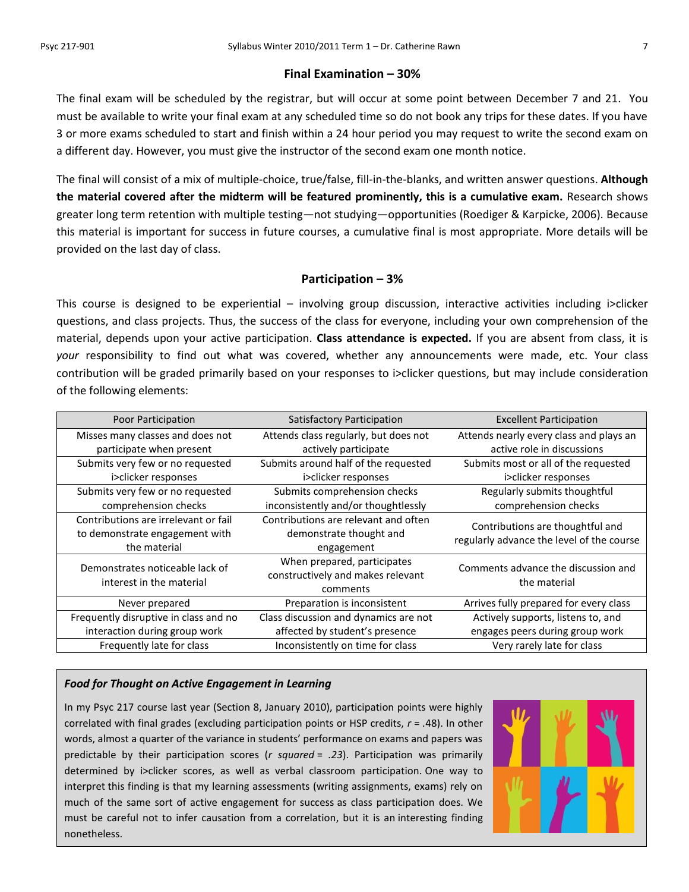## Final Examination – 30%

The final exam will be scheduled by the registrar, but will occur at some point between December 7 and 21. You must be available to write your final exam at any scheduled time so do not book any trips for these dates. If you have 3 or more exams scheduled to start and finish within a 24 hour period you may request to write the second exam on a different day. However, you must give the instructor of the second exam one month notice.

The final will consist of a mix of multiple-choice, true/false, fill-in-the-blanks, and written answer questions. **Although the material covered after the midterm will be featured prominently, this is a cumulative exam.** Research shows greater long term retention with multiple testing—not studying—opportunities (Roediger & Karpicke, 2006). Because this material is important for success in future courses, a cumulative final is most appropriate. More details will be provided on the last day of class.

## Participation – 3%

This course is designed to be experiential – involving group discussion, interactive activities including i>clicker questions, and class projects. Thus, the success of the class for everyone, including your own comprehension of the material, depends upon your active participation. **Class attendance is expected.** If you are absent from class, it is *your* responsibility to find out what was covered, whether any announcements were made, etc. Your class contribution will be graded primarily based on your responses to i>clicker questions, but may include consideration of the following elements:

| Poor Participation | Satisfactory Participation | Excellent Participation |
|---|---|---|
| Misses many classes and does not participate when present | Attends class regularly, but does not actively participate | Attends nearly every class and plays an active role in discussions |
| Submits very few or no requested i>clicker responses | Submits around half of the requested i>clicker responses | Submits most or all of the requested i>clicker responses |
| Submits very few or no requested comprehension checks | Submits comprehension checks inconsistently and/or thoughtlessly | Regularly submits thoughtful comprehension checks |
| Contributions are irrelevant or fail to demonstrate engagement with the material | Contributions are relevant and often demonstrate thought and engagement | Contributions are thoughtful and regularly advance the level of the course |
| Demonstrates noticeable lack of interest in the material | When prepared, participates constructively and makes relevant comments | Comments advance the discussion and the material |
| Never prepared | Preparation is inconsistent | Arrives fully prepared for every class |
| Frequently disruptive in class and no interaction during group work | Class discussion and dynamics are not affected by student's presence | Actively supports, listens to, and engages peers during group work |
| Frequently late for class | Inconsistently on time for class | Very rarely late for class |

### *Food for Thought on Active Engagement in Learning*

In my Psyc 217 course last year (Section 8, January 2010), participation points were highly correlated with final grades (excluding participation points or HSP credits, $r = .48$). In other words, almost a quarter of the variance in students' performance on exams and papers was predictable by their participation scores (*r squared* = *.23*). Participation was primarily determined by i>clicker scores, as well as verbal classroom participation. One way to interpret this finding is that my learning assessments (writing assignments, exams) rely on much of the same sort of active engagement for success as class participation does. We must be careful not to infer causation from a correlation, but it is an interesting finding nonetheless.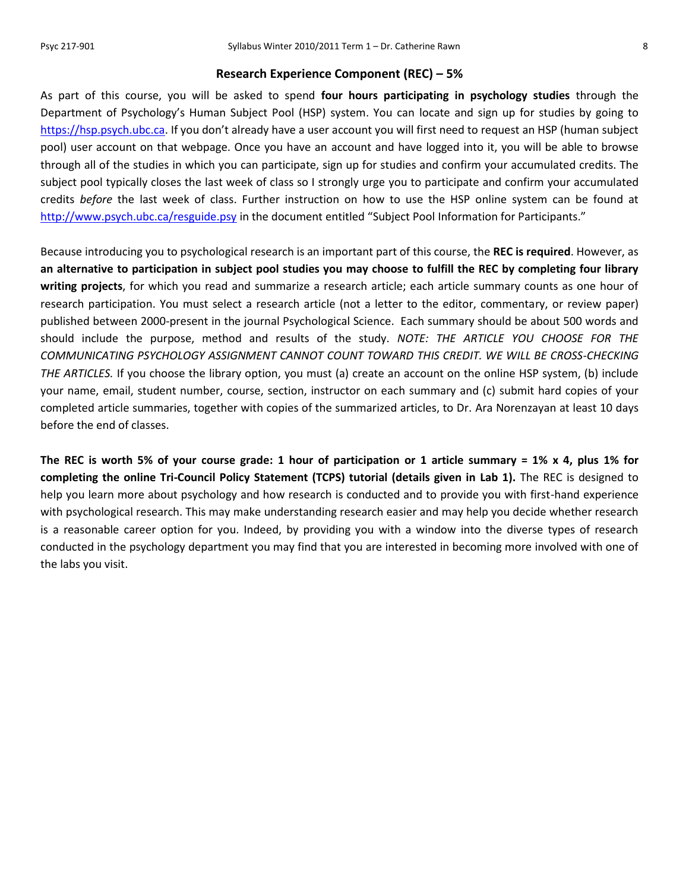## Research Experience Component (REC) – 5%

As part of this course, you will be asked to spend **four hours participating in psychology studies** through the Department of Psychology's Human Subject Pool (HSP) system. You can locate and sign up for studies by going to https://hsp.psych.ubc.ca. If you don't already have a user account you will first need to request an HSP (human subject pool) user account on that webpage. Once you have an account and have logged into it, you will be able to browse through all of the studies in which you can participate, sign up for studies and confirm your accumulated credits. The subject pool typically closes the last week of class so I strongly urge you to participate and confirm your accumulated credits *before* the last week of class. Further instruction on how to use the HSP online system can be found at http://www.psych.ubc.ca/resguide.psy in the document entitled "Subject Pool Information for Participants."

Because introducing you to psychological research is an important part of this course, the **REC is required**. However, as **an alternative to participation in subject pool studies you may choose to fulfill the REC by completing four library writing projects**, for which you read and summarize a research article; each article summary counts as one hour of research participation. You must select a research article (not a letter to the editor, commentary, or review paper) published between 2000-present in the journal Psychological Science. Each summary should be about 500 words and should include the purpose, method and results of the study. *NOTE: THE ARTICLE YOU CHOOSE FOR THE COMMUNICATING PSYCHOLOGY ASSIGNMENT CANNOT COUNT TOWARD THIS CREDIT. WE WILL BE CROSS-CHECKING THE ARTICLES.* If you choose the library option, you must (a) create an account on the online HSP system, (b) include your name, email, student number, course, section, instructor on each summary and (c) submit hard copies of your completed article summaries, together with copies of the summarized articles, to Dr. Ara Norenzayan at least 10 days before the end of classes.

**The REC is worth 5% of your course grade: 1 hour of participation or 1 article summary = 1% x 4, plus 1% for completing the online Tri-Council Policy Statement (TCPS) tutorial (details given in Lab 1).** The REC is designed to help you learn more about psychology and how research is conducted and to provide you with first-hand experience with psychological research. This may make understanding research easier and may help you decide whether research is a reasonable career option for you. Indeed, by providing you with a window into the diverse types of research conducted in the psychology department you may find that you are interested in becoming more involved with one of the labs you visit.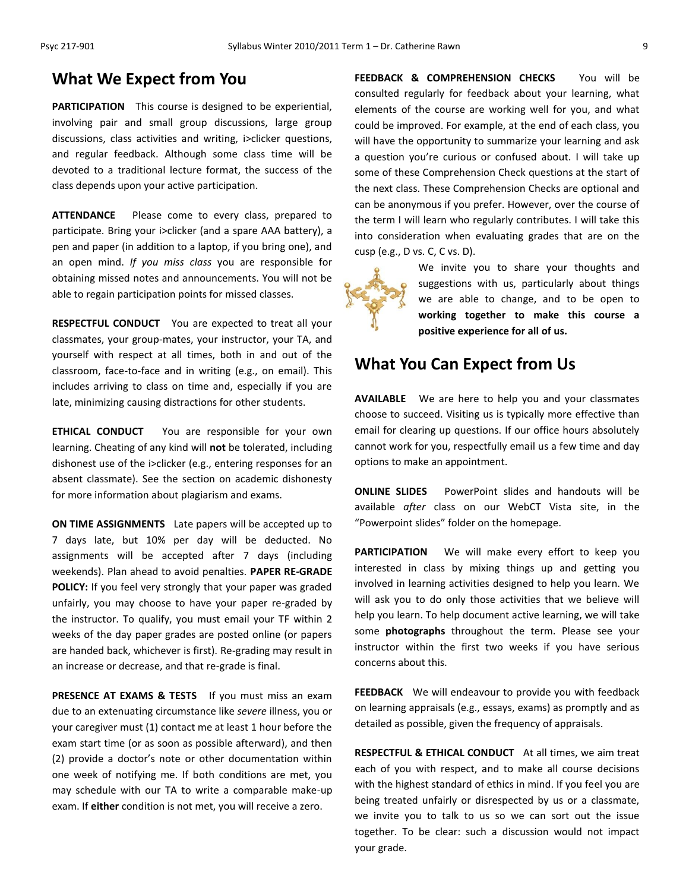## What We Expect from You

**PARTICIPATION** This course is designed to be experiential, involving pair and small group discussions, large group discussions, class activities and writing, i>clicker questions, and regular feedback. Although some class time will be devoted to a traditional lecture format, the success of the class depends upon your active participation.

**ATTENDANCE** Please come to every class, prepared to participate. Bring your i>clicker (and a spare AAA battery), a pen and paper (in addition to a laptop, if you bring one), and an open mind. *If you miss class* you are responsible for obtaining missed notes and announcements. You will not be able to regain participation points for missed classes.

**RESPECTFUL CONDUCT** You are expected to treat all your classmates, your group-mates, your instructor, your TA, and yourself with respect at all times, both in and out of the classroom, face-to-face and in writing (e.g., on email). This includes arriving to class on time and, especially if you are late, minimizing causing distractions for other students.

**ETHICAL CONDUCT** You are responsible for your own learning. Cheating of any kind will **not** be tolerated, including dishonest use of the i>clicker (e.g., entering responses for an absent classmate). See the section on academic dishonesty for more information about plagiarism and exams.

**ON TIME ASSIGNMENTS** Late papers will be accepted up to 7 days late, but 10% per day will be deducted. No assignments will be accepted after 7 days (including weekends). Plan ahead to avoid penalties. **PAPER RE-GRADE POLICY:** If you feel very strongly that your paper was graded unfairly, you may choose to have your paper re-graded by the instructor. To qualify, you must email your TF within 2 weeks of the day paper grades are posted online (or papers are handed back, whichever is first). Re-grading may result in an increase or decrease, and that re-grade is final.

**PRESENCE AT EXAMS & TESTS** If you must miss an exam due to an extenuating circumstance like *severe* illness, you or your caregiver must (1) contact me at least 1 hour before the exam start time (or as soon as possible afterward), and then (2) provide a doctor's note or other documentation within one week of notifying me. If both conditions are met, you may schedule with our TA to write a comparable make-up exam. If **either** condition is not met, you will receive a zero.

**FEEDBACK & COMPREHENSION CHECKS** You will be consulted regularly for feedback about your learning, what elements of the course are working well for you, and what could be improved. For example, at the end of each class, you will have the opportunity to summarize your learning and ask a question you're curious or confused about. I will take up some of these Comprehension Check questions at the start of the next class. These Comprehension Checks are optional and can be anonymous if you prefer. However, over the course of the term I will learn who regularly contributes. I will take this into consideration when evaluating grades that are on the cusp (e.g., D vs. C, C vs. D).

We invite you to share your thoughts and suggestions with us, particularly about things we are able to change, and to be open to **working together to make this course a positive experience for all of us.**

## What You Can Expect from Us

**AVAILABLE** We are here to help you and your classmates choose to succeed. Visiting us is typically more effective than email for clearing up questions. If our office hours absolutely cannot work for you, respectfully email us a few time and day options to make an appointment.

**ONLINE SLIDES** PowerPoint slides and handouts will be available *after* class on our WebCT Vista site, in the "Powerpoint slides" folder on the homepage.

**PARTICIPATION** We will make every effort to keep you interested in class by mixing things up and getting you involved in learning activities designed to help you learn. We will ask you to do only those activities that we believe will help you learn. To help document active learning, we will take some **photographs** throughout the term. Please see your instructor within the first two weeks if you have serious concerns about this.

**FEEDBACK** We will endeavour to provide you with feedback on learning appraisals (e.g., essays, exams) as promptly and as detailed as possible, given the frequency of appraisals.

**RESPECTFUL & ETHICAL CONDUCT** At all times, we aim treat each of you with respect, and to make all course decisions with the highest standard of ethics in mind. If you feel you are being treated unfairly or disrespected by us or a classmate, we invite you to talk to us so we can sort out the issue together. To be clear: such a discussion would not impact your grade.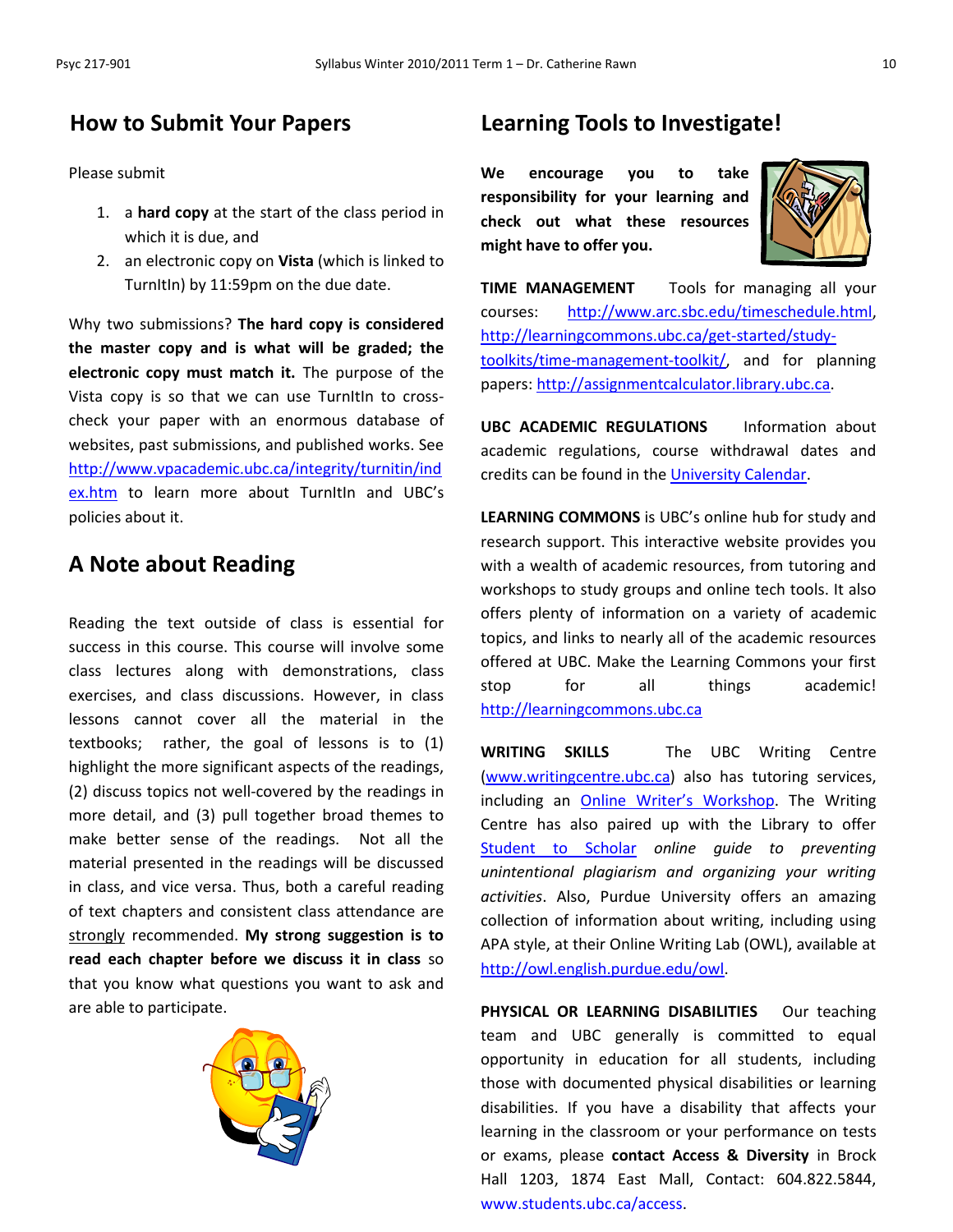## How to Submit Your Papers

Please submit

1. a **hard copy** at the start of the class period in which it is due, and
2. an electronic copy on **Vista** (which is linked to TurnItIn) by 11:59pm on the due date.

Why two submissions? **The hard copy is considered the master copy and is what will be graded; the electronic copy must match it.** The purpose of the Vista copy is so that we can use TurnItIn to cross-check your paper with an enormous database of websites, past submissions, and published works. See http://www.vpacademic.ubc.ca/integrity/turnitin/index.htm to learn more about TurnItIn and UBC's policies about it.

## A Note about Reading

Reading the text outside of class is essential for success in this course. This course will involve some class lectures along with demonstrations, class exercises, and class discussions. However, in class lessons cannot cover all the material in the textbooks; rather, the goal of lessons is to (1) highlight the more significant aspects of the readings, (2) discuss topics not well-covered by the readings in more detail, and (3) pull together broad themes to make better sense of the readings. Not all the material presented in the readings will be discussed in class, and vice versa. Thus, both a careful reading of text chapters and consistent class attendance are strongly recommended. **My strong suggestion is to read each chapter before we discuss it in class** so that you know what questions you want to ask and are able to participate.

## Learning Tools to Investigate!

**We encourage you to take responsibility for your learning and check out what these resources might have to offer you.**

**TIME MANAGEMENT** Tools for managing all your courses: http://www.arc.sbc.edu/timeschedule.html, http://learningcommons.ubc.ca/get-started/study-toolkits/time-management-toolkit/, and for planning papers: http://assignmentcalculator.library.ubc.ca.

**UBC ACADEMIC REGULATIONS** Information about academic regulations, course withdrawal dates and credits can be found in the University Calendar.

**LEARNING COMMONS** is UBC's online hub for study and research support. This interactive website provides you with a wealth of academic resources, from tutoring and workshops to study groups and online tech tools. It also offers plenty of information on a variety of academic topics, and links to nearly all of the academic resources offered at UBC. Make the Learning Commons your first stop for all things academic! http://learningcommons.ubc.ca

**WRITING SKILLS** The UBC Writing Centre (www.writingcentre.ubc.ca) also has tutoring services, including an Online Writer's Workshop. The Writing Centre has also paired up with the Library to offer Student to Scholar *online guide to preventing unintentional plagiarism and organizing your writing activities*. Also, Purdue University offers an amazing collection of information about writing, including using APA style, at their Online Writing Lab (OWL), available at http://owl.english.purdue.edu/owl.

**PHYSICAL OR LEARNING DISABILITIES** Our teaching team and UBC generally is committed to equal opportunity in education for all students, including those with documented physical disabilities or learning disabilities. If you have a disability that affects your learning in the classroom or your performance on tests or exams, please **contact Access & Diversity** in Brock Hall 1203, 1874 East Mall, Contact: 604.822.5844, www.students.ubc.ca/access.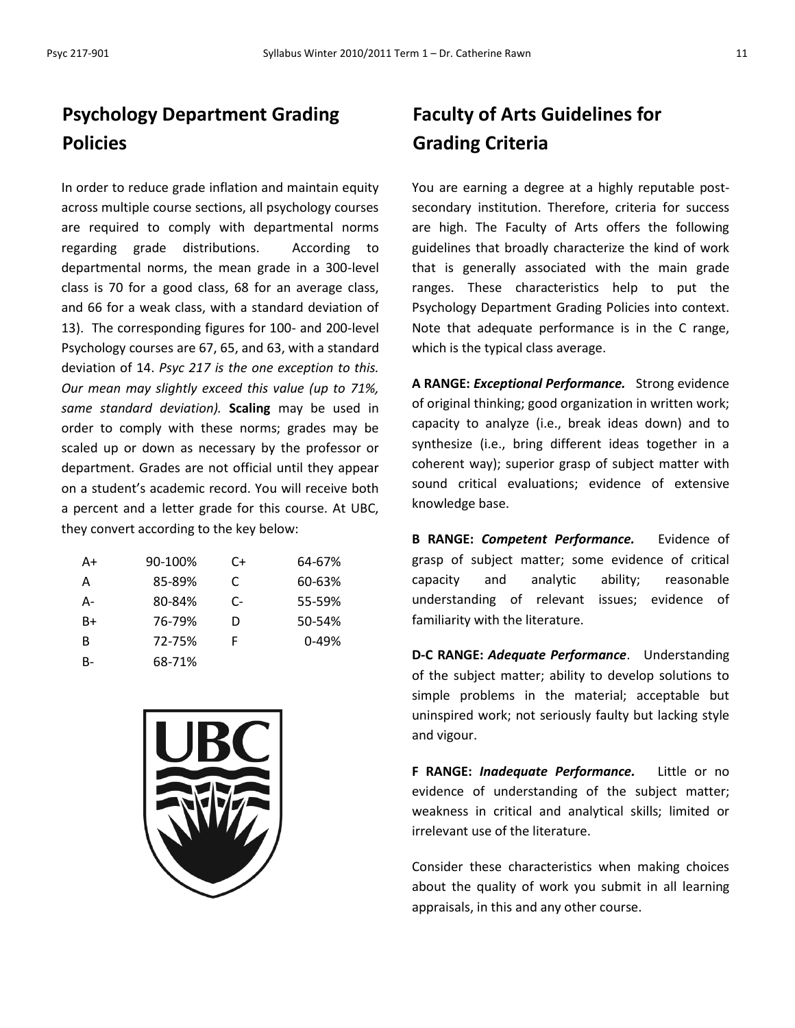## Psychology Department Grading Policies

In order to reduce grade inflation and maintain equity across multiple course sections, all psychology courses are required to comply with departmental norms regarding grade distributions. According to departmental norms, the mean grade in a 300-level class is 70 for a good class, 68 for an average class, and 66 for a weak class, with a standard deviation of 13). The corresponding figures for 100- and 200-level Psychology courses are 67, 65, and 63, with a standard deviation of 14. *Psyc 217 is the one exception to this. Our mean may slightly exceed this value (up to 71%, same standard deviation).* **Scaling** may be used in order to comply with these norms; grades may be scaled up or down as necessary by the professor or department. Grades are not official until they appear on a student's academic record. You will receive both a percent and a letter grade for this course. At UBC, they convert according to the key below:

| | | | |
|---|---|---|---|
| A+ | 90-100% | C+ | 64-67% |
| A | 85-89% | C | 60-63% |
| A- | 80-84% | C- | 55-59% |
| B+ | 76-79% | D | 50-54% |
| B | 72-75% | F | 0-49% |
| B- | 68-71% | | |

## Faculty of Arts Guidelines for Grading Criteria

You are earning a degree at a highly reputable post-secondary institution. Therefore, criteria for success are high. The Faculty of Arts offers the following guidelines that broadly characterize the kind of work that is generally associated with the main grade ranges. These characteristics help to put the Psychology Department Grading Policies into context. Note that adequate performance is in the C range, which is the typical class average.

**A RANGE:** ***Exceptional Performance.*** Strong evidence of original thinking; good organization in written work; capacity to analyze (i.e., break ideas down) and to synthesize (i.e., bring different ideas together in a coherent way); superior grasp of subject matter with sound critical evaluations; evidence of extensive knowledge base.

**B RANGE:** ***Competent Performance.*** Evidence of grasp of subject matter; some evidence of critical capacity and analytic ability; reasonable understanding of relevant issues; evidence of familiarity with the literature.

**D-C RANGE:** ***Adequate Performance***. Understanding of the subject matter; ability to develop solutions to simple problems in the material; acceptable but uninspired work; not seriously faulty but lacking style and vigour.

**F RANGE:** ***Inadequate Performance.*** Little or no evidence of understanding of the subject matter; weakness in critical and analytical skills; limited or irrelevant use of the literature.

Consider these characteristics when making choices about the quality of work you submit in all learning appraisals, in this and any other course.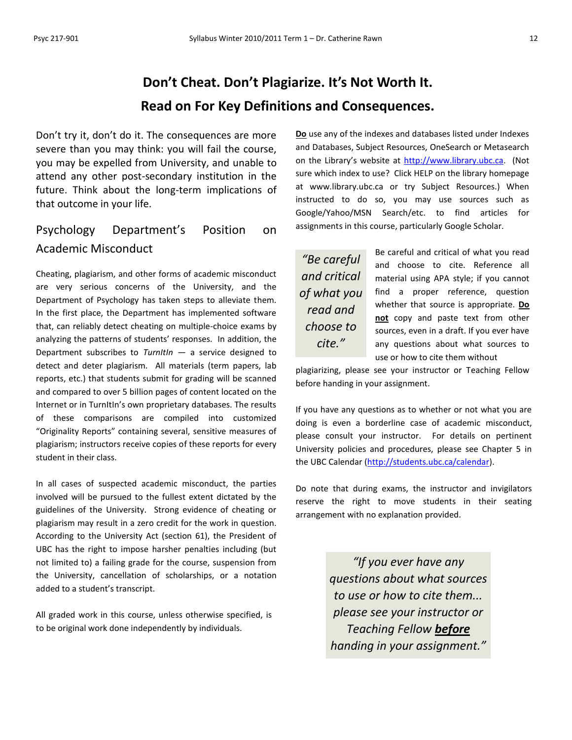# Don't Cheat. Don't Plagiarize. It's Not Worth It.

# Read on For Key Definitions and Consequences.

Don't try it, don't do it. The consequences are more severe than you may think: you will fail the course, you may be expelled from University, and unable to attend any other post-secondary institution in the future. Think about the long-term implications of that outcome in your life.

## Psychology Department's Position on Academic Misconduct

Cheating, plagiarism, and other forms of academic misconduct are very serious concerns of the University, and the Department of Psychology has taken steps to alleviate them. In the first place, the Department has implemented software that, can reliably detect cheating on multiple-choice exams by analyzing the patterns of students' responses. In addition, the Department subscribes to *TurnItIn* — a service designed to detect and deter plagiarism. All materials (term papers, lab reports, etc.) that students submit for grading will be scanned and compared to over 5 billion pages of content located on the Internet or in TurnItIn's own proprietary databases. The results of these comparisons are compiled into customized "Originality Reports" containing several, sensitive measures of plagiarism; instructors receive copies of these reports for every student in their class.

In all cases of suspected academic misconduct, the parties involved will be pursued to the fullest extent dictated by the guidelines of the University. Strong evidence of cheating or plagiarism may result in a zero credit for the work in question. According to the University Act (section 61), the President of UBC has the right to impose harsher penalties including (but not limited to) a failing grade for the course, suspension from the University, cancellation of scholarships, or a notation added to a student's transcript.

All graded work in this course, unless otherwise specified, is to be original work done independently by individuals.

**Do** use any of the indexes and databases listed under Indexes and Databases, Subject Resources, OneSearch or Metasearch on the Library's website at http://www.library.ubc.ca. (Not sure which index to use? Click HELP on the library homepage at www.library.ubc.ca or try Subject Resources.) When instructed to do so, you may use sources such as Google/Yahoo/MSN Search/etc. to find articles for assignments in this course, particularly Google Scholar.

*"Be careful and critical of what you read and choose to cite."*

Be careful and critical of what you read and choose to cite. Reference all material using APA style; if you cannot find a proper reference, question whether that source is appropriate. **Do not** copy and paste text from other sources, even in a draft. If you ever have any questions about what sources to use or how to cite them without plagiarizing, please see your instructor or Teaching Fellow before handing in your assignment.

If you have any questions as to whether or not what you are doing is even a borderline case of academic misconduct, please consult your instructor. For details on pertinent University policies and procedures, please see Chapter 5 in the UBC Calendar (http://students.ubc.ca/calendar).

Do note that during exams, the instructor and invigilators reserve the right to move students in their seating arrangement with no explanation provided.

*"If you ever have any questions about what sources to use or how to cite them... please see your instructor or Teaching Fellow **before** handing in your assignment."*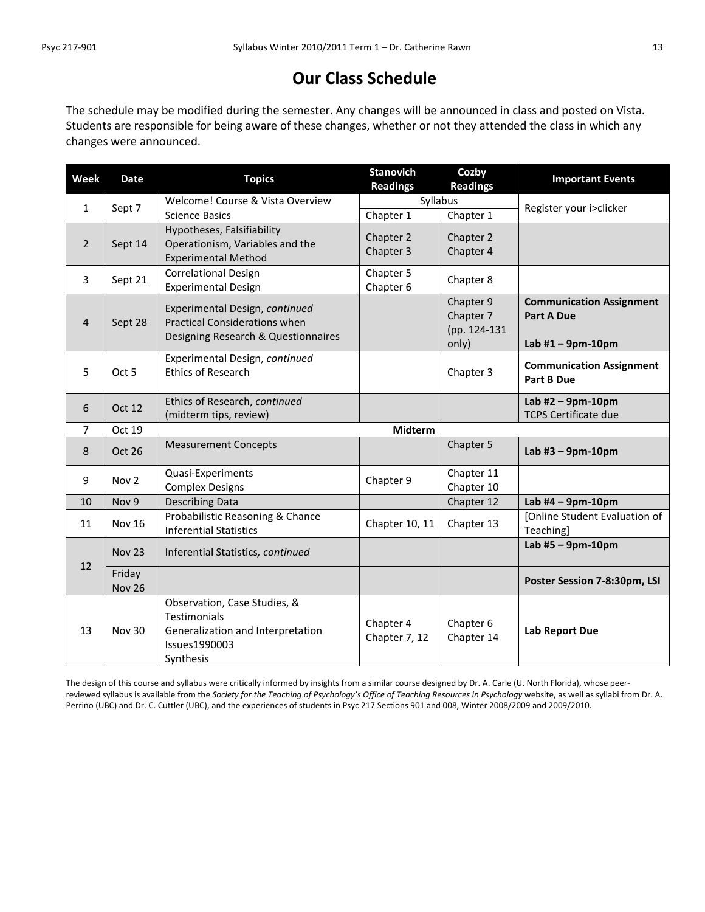# Our Class Schedule

The schedule may be modified during the semester. Any changes will be announced in class and posted on Vista. Students are responsible for being aware of these changes, whether or not they attended the class in which any changes were announced.

| Week | Date | Topics | Stanovich Readings | Cozby Readings | Important Events |
|---|---|---|---|---|---|
| 1 | Sept 7 | Welcome! Course & Vista Overview | Syllabus | Syllabus | Register your i>clicker |
| | | Science Basics | Chapter 1 | Chapter 1 | |
| 2 | Sept 14 | Hypotheses, Falsifiability<br>Operationism, Variables and the Experimental Method | Chapter 2<br>Chapter 3 | Chapter 2<br>Chapter 4 | |
| 3 | Sept 21 | Correlational Design<br>Experimental Design | Chapter 5<br>Chapter 6 | Chapter 8 | |
| 4 | Sept 28 | Experimental Design, *continued*<br>Practical Considerations when Designing Research & Questionnaires | | Chapter 9<br>Chapter 7 (pp. 124-131 only) | **Communication Assignment Part A Due**<br><br>**Lab #1 – 9pm-10pm** |
| 5 | Oct 5 | Experimental Design, *continued*<br>Ethics of Research | | Chapter 3 | **Communication Assignment Part B Due** |
| 6 | Oct 12 | Ethics of Research, *continued*<br>(midterm tips, review) | | | **Lab #2 – 9pm-10pm**<br>TCPS Certificate due |
| 7 | Oct 19 | **Midterm** | | | |
| 8 | Oct 26 | Measurement Concepts | | Chapter 5 | **Lab #3 – 9pm-10pm** |
| 9 | Nov 2 | Quasi-Experiments<br>Complex Designs | Chapter 9 | Chapter 11<br>Chapter 10 | |
| 10 | Nov 9 | Describing Data | | Chapter 12 | **Lab #4 – 9pm-10pm** |
| 11 | Nov 16 | Probabilistic Reasoning & Chance<br>Inferential Statistics | Chapter 10, 11 | Chapter 13 | [Online Student Evaluation of Teaching] |
| 12 | Nov 23 | Inferential Statistics*, continued* | | | **Lab #5 – 9pm-10pm** |
| | Friday Nov 26 | | | | **Poster Session 7-8:30pm, LSI** |
| 13 | Nov 30 | Observation, Case Studies, & Testimonials<br>Generalization and Interpretation Issues1990003<br>Synthesis | Chapter 4<br>Chapter 7, 12 | Chapter 6<br>Chapter 14 | **Lab Report Due** |

The design of this course and syllabus were critically informed by insights from a similar course designed by Dr. A. Carle (U. North Florida), whose peer-reviewed syllabus is available from the *Society for the Teaching of Psychology's Office of Teaching Resources in Psychology* website, as well as syllabi from Dr. A. Perrino (UBC) and Dr. C. Cuttler (UBC), and the experiences of students in Psyc 217 Sections 901 and 008, Winter 2008/2009 and 2009/2010.